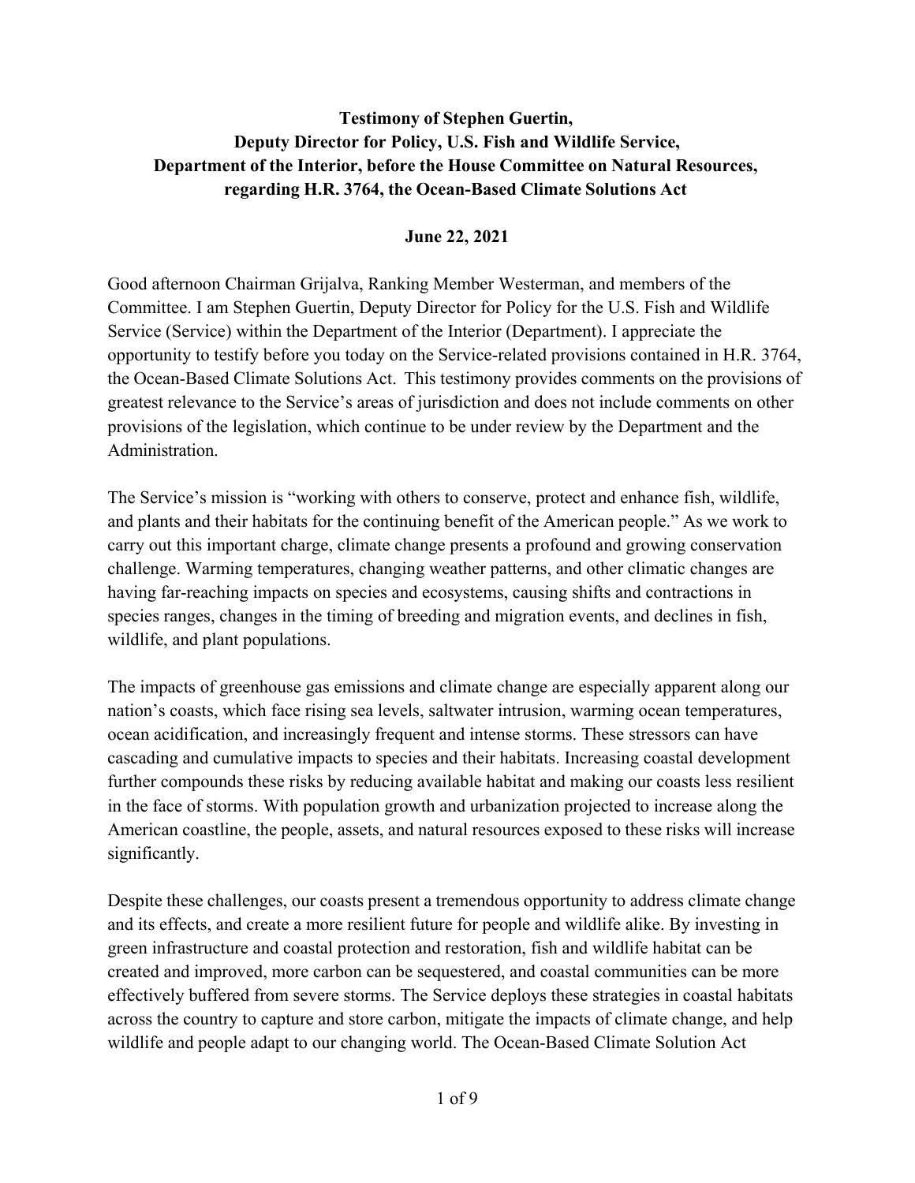**Testimony of Stephen Guertin,**
**Deputy Director for Policy, U.S. Fish and Wildlife Service,**
**Department of the Interior, before the House Committee on Natural Resources,**
**regarding H.R. 3764, the Ocean-Based Climate Solutions Act**

**June 22, 2021**

Good afternoon Chairman Grijalva, Ranking Member Westerman, and members of the Committee. I am Stephen Guertin, Deputy Director for Policy for the U.S. Fish and Wildlife Service (Service) within the Department of the Interior (Department). I appreciate the opportunity to testify before you today on the Service-related provisions contained in H.R. 3764, the Ocean-Based Climate Solutions Act. This testimony provides comments on the provisions of greatest relevance to the Service's areas of jurisdiction and does not include comments on other provisions of the legislation, which continue to be under review by the Department and the Administration.

The Service's mission is "working with others to conserve, protect and enhance fish, wildlife, and plants and their habitats for the continuing benefit of the American people." As we work to carry out this important charge, climate change presents a profound and growing conservation challenge. Warming temperatures, changing weather patterns, and other climatic changes are having far-reaching impacts on species and ecosystems, causing shifts and contractions in species ranges, changes in the timing of breeding and migration events, and declines in fish, wildlife, and plant populations.

The impacts of greenhouse gas emissions and climate change are especially apparent along our nation's coasts, which face rising sea levels, saltwater intrusion, warming ocean temperatures, ocean acidification, and increasingly frequent and intense storms. These stressors can have cascading and cumulative impacts to species and their habitats. Increasing coastal development further compounds these risks by reducing available habitat and making our coasts less resilient in the face of storms. With population growth and urbanization projected to increase along the American coastline, the people, assets, and natural resources exposed to these risks will increase significantly.

Despite these challenges, our coasts present a tremendous opportunity to address climate change and its effects, and create a more resilient future for people and wildlife alike. By investing in green infrastructure and coastal protection and restoration, fish and wildlife habitat can be created and improved, more carbon can be sequestered, and coastal communities can be more effectively buffered from severe storms. The Service deploys these strategies in coastal habitats across the country to capture and store carbon, mitigate the impacts of climate change, and help wildlife and people adapt to our changing world. The Ocean-Based Climate Solution Act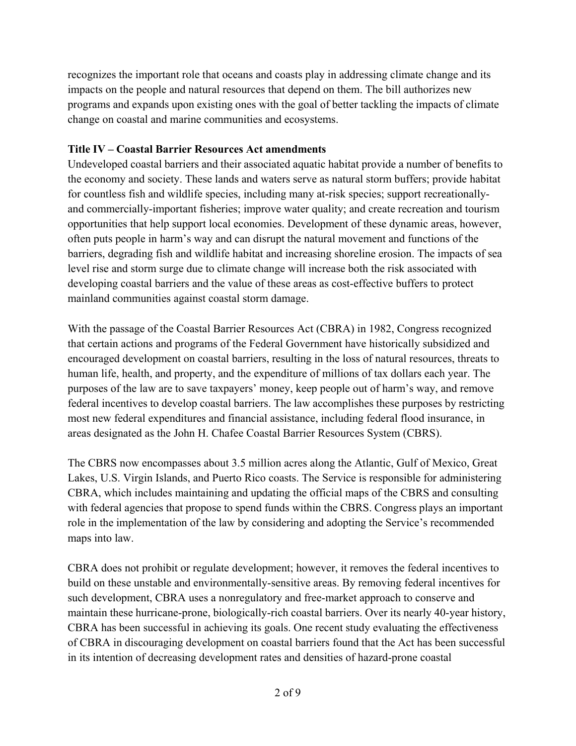recognizes the important role that oceans and coasts play in addressing climate change and its impacts on the people and natural resources that depend on them. The bill authorizes new programs and expands upon existing ones with the goal of better tackling the impacts of climate change on coastal and marine communities and ecosystems.

**Title IV – Coastal Barrier Resources Act amendments**

Undeveloped coastal barriers and their associated aquatic habitat provide a number of benefits to the economy and society. These lands and waters serve as natural storm buffers; provide habitat for countless fish and wildlife species, including many at-risk species; support recreationally- and commercially-important fisheries; improve water quality; and create recreation and tourism opportunities that help support local economies. Development of these dynamic areas, however, often puts people in harm's way and can disrupt the natural movement and functions of the barriers, degrading fish and wildlife habitat and increasing shoreline erosion. The impacts of sea level rise and storm surge due to climate change will increase both the risk associated with developing coastal barriers and the value of these areas as cost-effective buffers to protect mainland communities against coastal storm damage.

With the passage of the Coastal Barrier Resources Act (CBRA) in 1982, Congress recognized that certain actions and programs of the Federal Government have historically subsidized and encouraged development on coastal barriers, resulting in the loss of natural resources, threats to human life, health, and property, and the expenditure of millions of tax dollars each year. The purposes of the law are to save taxpayers' money, keep people out of harm's way, and remove federal incentives to develop coastal barriers. The law accomplishes these purposes by restricting most new federal expenditures and financial assistance, including federal flood insurance, in areas designated as the John H. Chafee Coastal Barrier Resources System (CBRS).

The CBRS now encompasses about 3.5 million acres along the Atlantic, Gulf of Mexico, Great Lakes, U.S. Virgin Islands, and Puerto Rico coasts. The Service is responsible for administering CBRA, which includes maintaining and updating the official maps of the CBRS and consulting with federal agencies that propose to spend funds within the CBRS. Congress plays an important role in the implementation of the law by considering and adopting the Service's recommended maps into law.

CBRA does not prohibit or regulate development; however, it removes the federal incentives to build on these unstable and environmentally-sensitive areas. By removing federal incentives for such development, CBRA uses a nonregulatory and free-market approach to conserve and maintain these hurricane-prone, biologically-rich coastal barriers. Over its nearly 40-year history, CBRA has been successful in achieving its goals. One recent study evaluating the effectiveness of CBRA in discouraging development on coastal barriers found that the Act has been successful in its intention of decreasing development rates and densities of hazard-prone coastal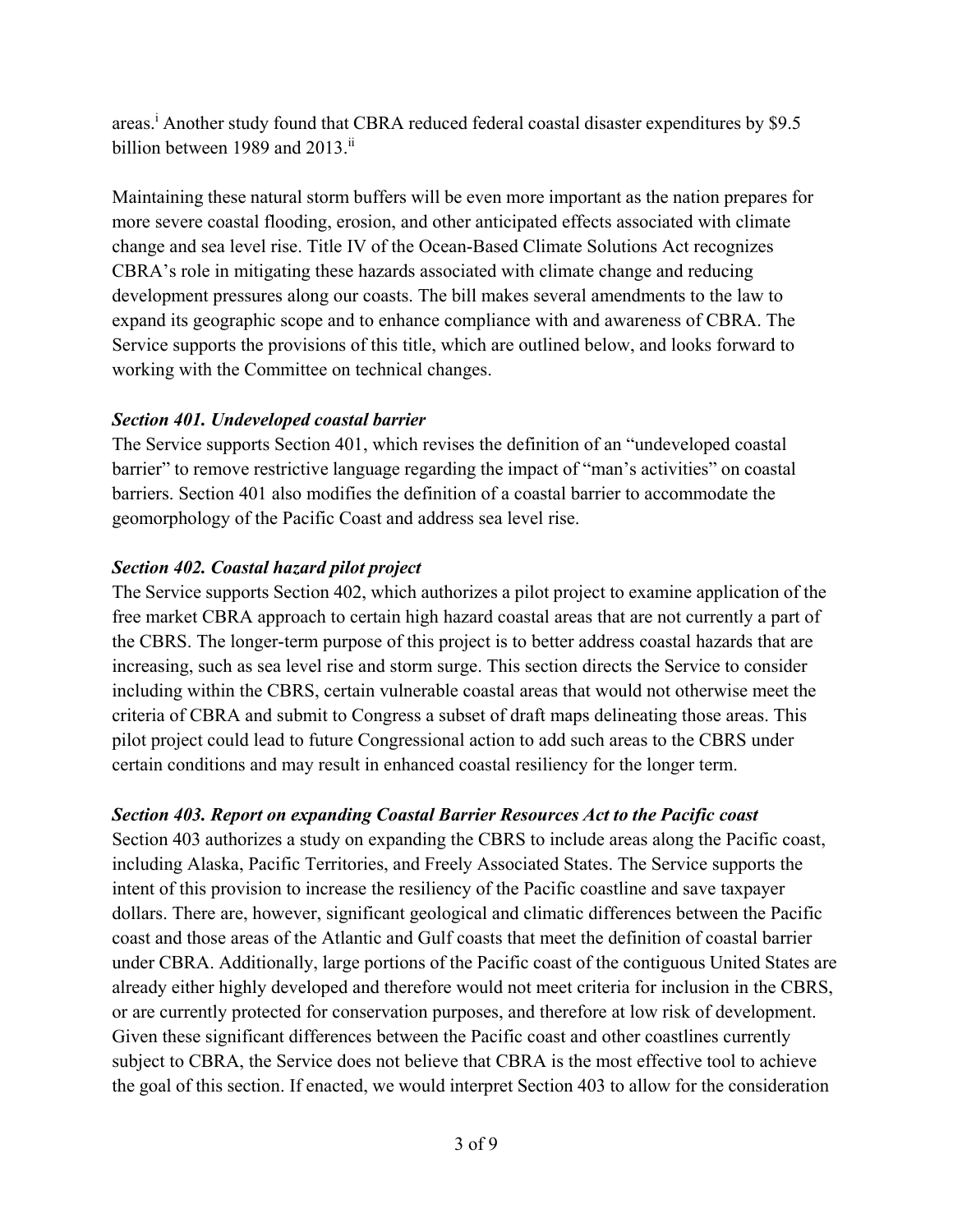areas.[i] Another study found that CBRA reduced federal coastal disaster expenditures by $9.5 billion between 1989 and 2013.[ii]

Maintaining these natural storm buffers will be even more important as the nation prepares for more severe coastal flooding, erosion, and other anticipated effects associated with climate change and sea level rise. Title IV of the Ocean-Based Climate Solutions Act recognizes CBRA's role in mitigating these hazards associated with climate change and reducing development pressures along our coasts. The bill makes several amendments to the law to expand its geographic scope and to enhance compliance with and awareness of CBRA. The Service supports the provisions of this title, which are outlined below, and looks forward to working with the Committee on technical changes.

***Section 401. Undeveloped coastal barrier***

The Service supports Section 401, which revises the definition of an "undeveloped coastal barrier" to remove restrictive language regarding the impact of "man's activities" on coastal barriers. Section 401 also modifies the definition of a coastal barrier to accommodate the geomorphology of the Pacific Coast and address sea level rise.

***Section 402. Coastal hazard pilot project***

The Service supports Section 402, which authorizes a pilot project to examine application of the free market CBRA approach to certain high hazard coastal areas that are not currently a part of the CBRS. The longer-term purpose of this project is to better address coastal hazards that are increasing, such as sea level rise and storm surge. This section directs the Service to consider including within the CBRS, certain vulnerable coastal areas that would not otherwise meet the criteria of CBRA and submit to Congress a subset of draft maps delineating those areas. This pilot project could lead to future Congressional action to add such areas to the CBRS under certain conditions and may result in enhanced coastal resiliency for the longer term.

***Section 403. Report on expanding Coastal Barrier Resources Act to the Pacific coast***

Section 403 authorizes a study on expanding the CBRS to include areas along the Pacific coast, including Alaska, Pacific Territories, and Freely Associated States. The Service supports the intent of this provision to increase the resiliency of the Pacific coastline and save taxpayer dollars. There are, however, significant geological and climatic differences between the Pacific coast and those areas of the Atlantic and Gulf coasts that meet the definition of coastal barrier under CBRA. Additionally, large portions of the Pacific coast of the contiguous United States are already either highly developed and therefore would not meet criteria for inclusion in the CBRS, or are currently protected for conservation purposes, and therefore at low risk of development. Given these significant differences between the Pacific coast and other coastlines currently subject to CBRA, the Service does not believe that CBRA is the most effective tool to achieve the goal of this section. If enacted, we would interpret Section 403 to allow for the consideration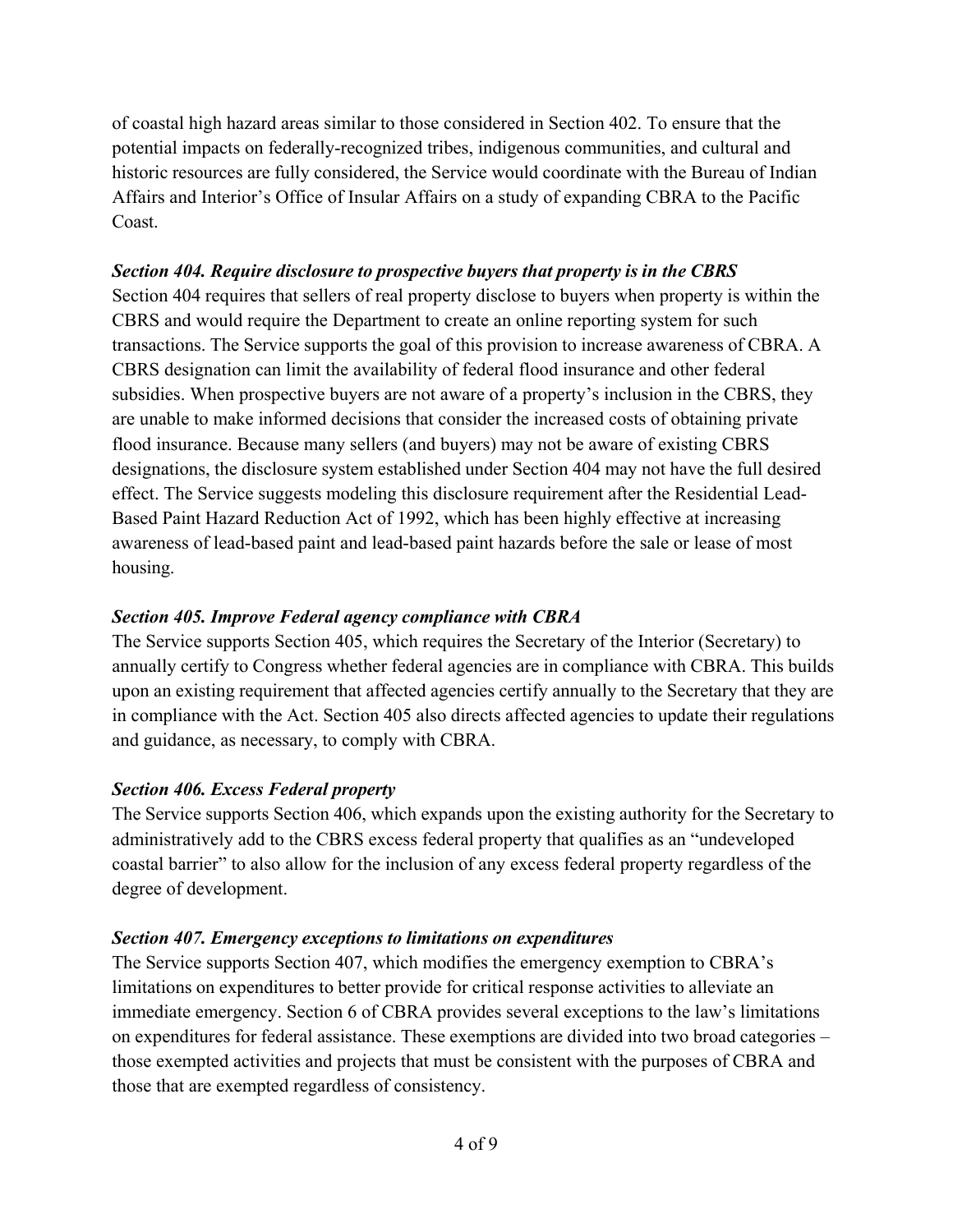of coastal high hazard areas similar to those considered in Section 402. To ensure that the potential impacts on federally-recognized tribes, indigenous communities, and cultural and historic resources are fully considered, the Service would coordinate with the Bureau of Indian Affairs and Interior's Office of Insular Affairs on a study of expanding CBRA to the Pacific Coast.

### *Section 404. Require disclosure to prospective buyers that property is in the CBRS*

Section 404 requires that sellers of real property disclose to buyers when property is within the CBRS and would require the Department to create an online reporting system for such transactions. The Service supports the goal of this provision to increase awareness of CBRA. A CBRS designation can limit the availability of federal flood insurance and other federal subsidies. When prospective buyers are not aware of a property's inclusion in the CBRS, they are unable to make informed decisions that consider the increased costs of obtaining private flood insurance. Because many sellers (and buyers) may not be aware of existing CBRS designations, the disclosure system established under Section 404 may not have the full desired effect. The Service suggests modeling this disclosure requirement after the Residential Lead-Based Paint Hazard Reduction Act of 1992, which has been highly effective at increasing awareness of lead-based paint and lead-based paint hazards before the sale or lease of most housing.

### *Section 405. Improve Federal agency compliance with CBRA*

The Service supports Section 405, which requires the Secretary of the Interior (Secretary) to annually certify to Congress whether federal agencies are in compliance with CBRA. This builds upon an existing requirement that affected agencies certify annually to the Secretary that they are in compliance with the Act. Section 405 also directs affected agencies to update their regulations and guidance, as necessary, to comply with CBRA.

### *Section 406. Excess Federal property*

The Service supports Section 406, which expands upon the existing authority for the Secretary to administratively add to the CBRS excess federal property that qualifies as an "undeveloped coastal barrier" to also allow for the inclusion of any excess federal property regardless of the degree of development.

### *Section 407. Emergency exceptions to limitations on expenditures*

The Service supports Section 407, which modifies the emergency exemption to CBRA's limitations on expenditures to better provide for critical response activities to alleviate an immediate emergency. Section 6 of CBRA provides several exceptions to the law's limitations on expenditures for federal assistance. These exemptions are divided into two broad categories – those exempted activities and projects that must be consistent with the purposes of CBRA and those that are exempted regardless of consistency.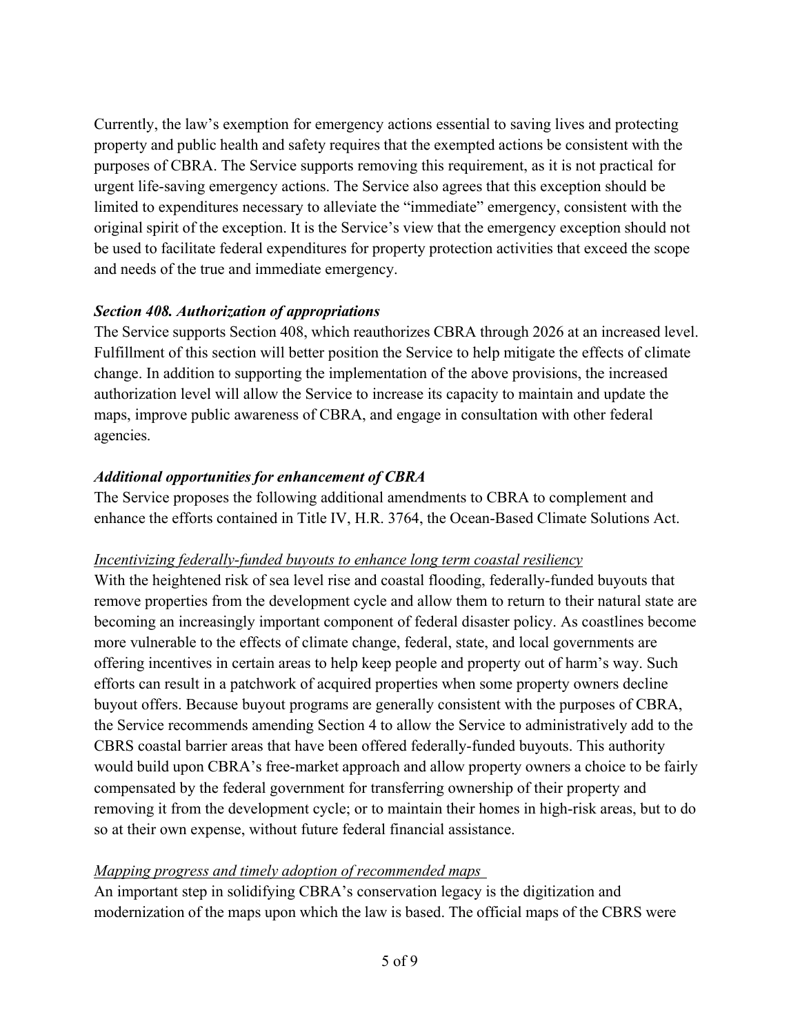Currently, the law's exemption for emergency actions essential to saving lives and protecting property and public health and safety requires that the exempted actions be consistent with the purposes of CBRA. The Service supports removing this requirement, as it is not practical for urgent life-saving emergency actions. The Service also agrees that this exception should be limited to expenditures necessary to alleviate the "immediate" emergency, consistent with the original spirit of the exception. It is the Service's view that the emergency exception should not be used to facilitate federal expenditures for property protection activities that exceed the scope and needs of the true and immediate emergency.

***Section 408. Authorization of appropriations***

The Service supports Section 408, which reauthorizes CBRA through 2026 at an increased level. Fulfillment of this section will better position the Service to help mitigate the effects of climate change. In addition to supporting the implementation of the above provisions, the increased authorization level will allow the Service to increase its capacity to maintain and update the maps, improve public awareness of CBRA, and engage in consultation with other federal agencies.

***Additional opportunities for enhancement of CBRA***

The Service proposes the following additional amendments to CBRA to complement and enhance the efforts contained in Title IV, H.R. 3764, the Ocean-Based Climate Solutions Act.

<u>*Incentivizing federally-funded buyouts to enhance long term coastal resiliency*</u>

With the heightened risk of sea level rise and coastal flooding, federally-funded buyouts that remove properties from the development cycle and allow them to return to their natural state are becoming an increasingly important component of federal disaster policy. As coastlines become more vulnerable to the effects of climate change, federal, state, and local governments are offering incentives in certain areas to help keep people and property out of harm's way. Such efforts can result in a patchwork of acquired properties when some property owners decline buyout offers. Because buyout programs are generally consistent with the purposes of CBRA, the Service recommends amending Section 4 to allow the Service to administratively add to the CBRS coastal barrier areas that have been offered federally-funded buyouts. This authority would build upon CBRA's free-market approach and allow property owners a choice to be fairly compensated by the federal government for transferring ownership of their property and removing it from the development cycle; or to maintain their homes in high-risk areas, but to do so at their own expense, without future federal financial assistance.

<u>*Mapping progress and timely adoption of recommended maps*</u>

An important step in solidifying CBRA's conservation legacy is the digitization and modernization of the maps upon which the law is based. The official maps of the CBRS were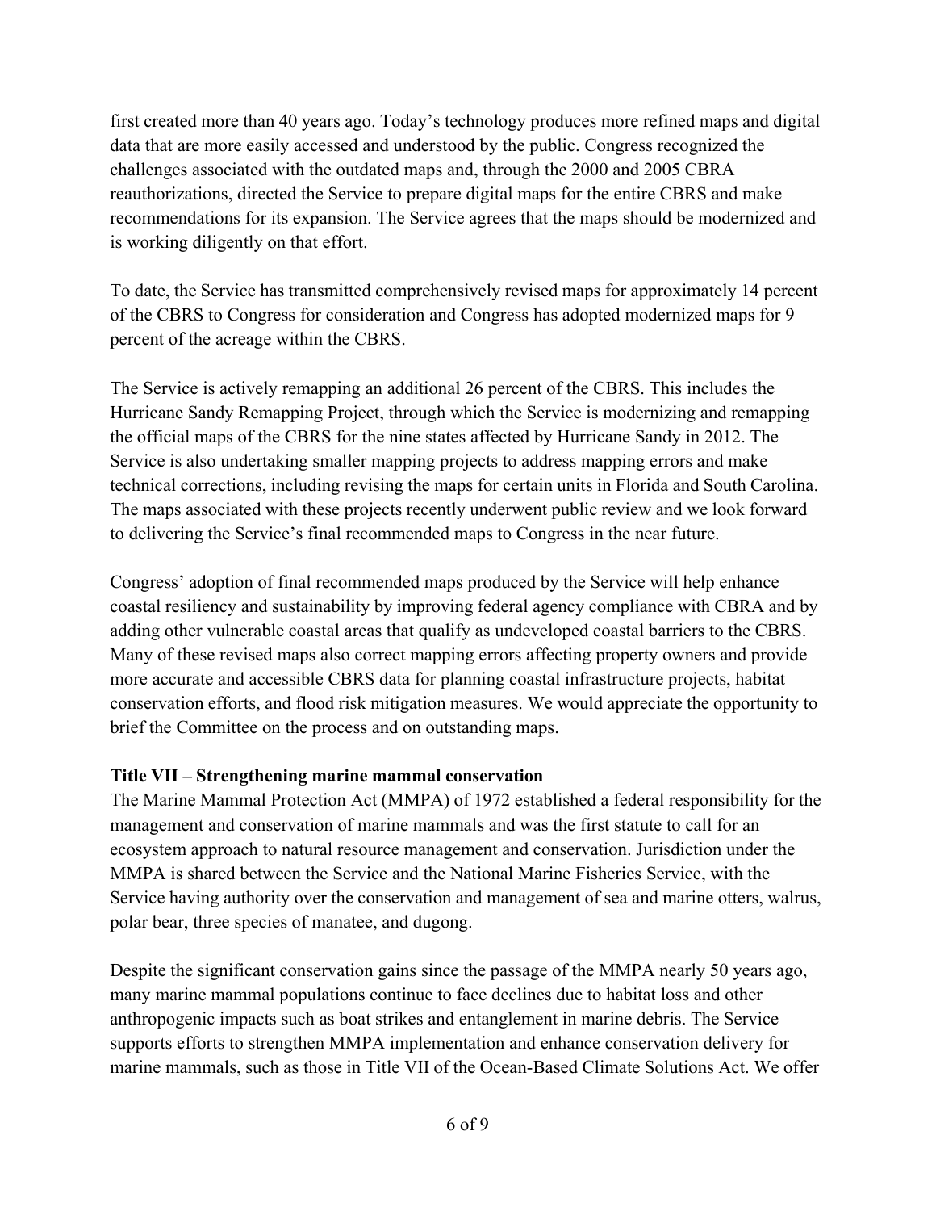first created more than 40 years ago. Today's technology produces more refined maps and digital data that are more easily accessed and understood by the public. Congress recognized the challenges associated with the outdated maps and, through the 2000 and 2005 CBRA reauthorizations, directed the Service to prepare digital maps for the entire CBRS and make recommendations for its expansion. The Service agrees that the maps should be modernized and is working diligently on that effort.

To date, the Service has transmitted comprehensively revised maps for approximately 14 percent of the CBRS to Congress for consideration and Congress has adopted modernized maps for 9 percent of the acreage within the CBRS.

The Service is actively remapping an additional 26 percent of the CBRS. This includes the Hurricane Sandy Remapping Project, through which the Service is modernizing and remapping the official maps of the CBRS for the nine states affected by Hurricane Sandy in 2012. The Service is also undertaking smaller mapping projects to address mapping errors and make technical corrections, including revising the maps for certain units in Florida and South Carolina. The maps associated with these projects recently underwent public review and we look forward to delivering the Service's final recommended maps to Congress in the near future.

Congress' adoption of final recommended maps produced by the Service will help enhance coastal resiliency and sustainability by improving federal agency compliance with CBRA and by adding other vulnerable coastal areas that qualify as undeveloped coastal barriers to the CBRS. Many of these revised maps also correct mapping errors affecting property owners and provide more accurate and accessible CBRS data for planning coastal infrastructure projects, habitat conservation efforts, and flood risk mitigation measures. We would appreciate the opportunity to brief the Committee on the process and on outstanding maps.

**Title VII – Strengthening marine mammal conservation**

The Marine Mammal Protection Act (MMPA) of 1972 established a federal responsibility for the management and conservation of marine mammals and was the first statute to call for an ecosystem approach to natural resource management and conservation. Jurisdiction under the MMPA is shared between the Service and the National Marine Fisheries Service, with the Service having authority over the conservation and management of sea and marine otters, walrus, polar bear, three species of manatee, and dugong.

Despite the significant conservation gains since the passage of the MMPA nearly 50 years ago, many marine mammal populations continue to face declines due to habitat loss and other anthropogenic impacts such as boat strikes and entanglement in marine debris. The Service supports efforts to strengthen MMPA implementation and enhance conservation delivery for marine mammals, such as those in Title VII of the Ocean-Based Climate Solutions Act. We offer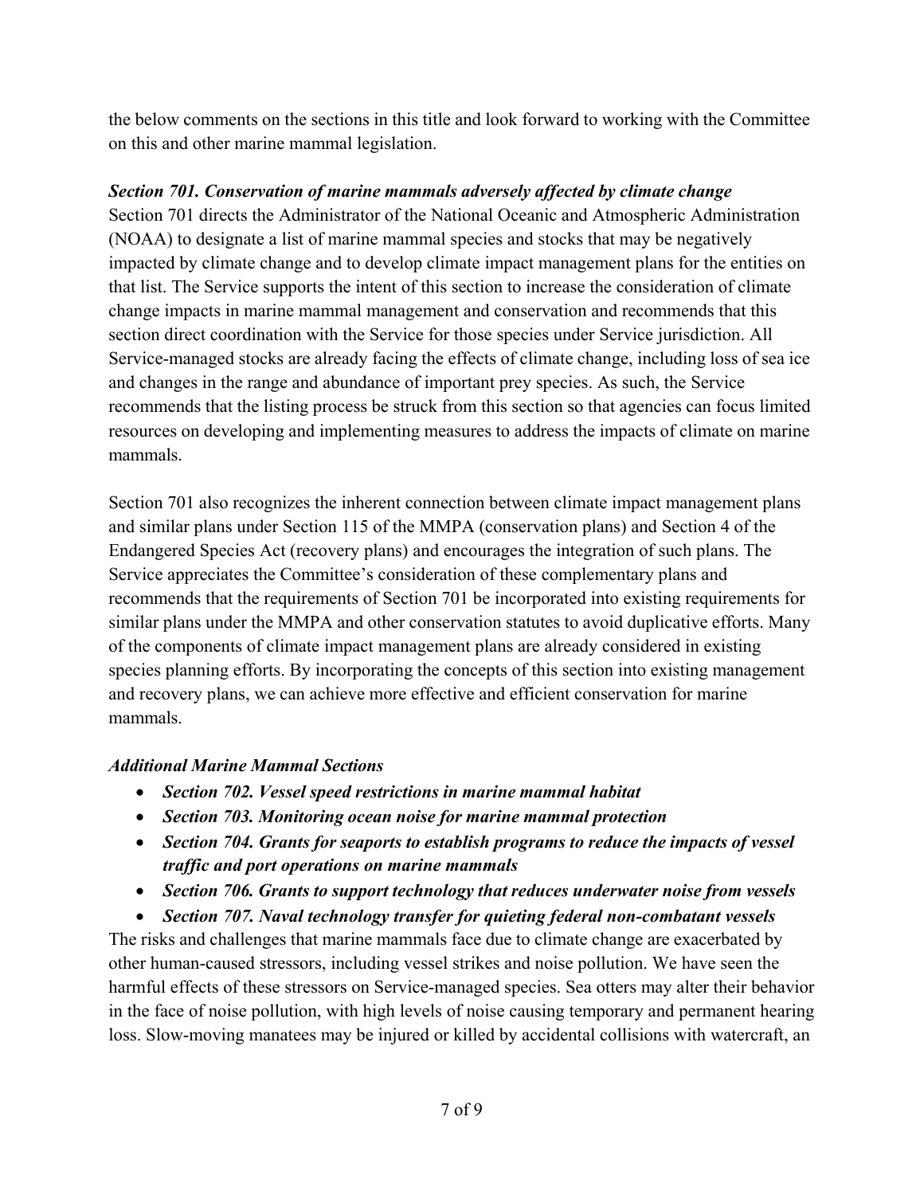the below comments on the sections in this title and look forward to working with the Committee on this and other marine mammal legislation.

### *Section 701. Conservation of marine mammals adversely affected by climate change*

Section 701 directs the Administrator of the National Oceanic and Atmospheric Administration (NOAA) to designate a list of marine mammal species and stocks that may be negatively impacted by climate change and to develop climate impact management plans for the entities on that list. The Service supports the intent of this section to increase the consideration of climate change impacts in marine mammal management and conservation and recommends that this section direct coordination with the Service for those species under Service jurisdiction. All Service-managed stocks are already facing the effects of climate change, including loss of sea ice and changes in the range and abundance of important prey species. As such, the Service recommends that the listing process be struck from this section so that agencies can focus limited resources on developing and implementing measures to address the impacts of climate on marine mammals.

Section 701 also recognizes the inherent connection between climate impact management plans and similar plans under Section 115 of the MMPA (conservation plans) and Section 4 of the Endangered Species Act (recovery plans) and encourages the integration of such plans. The Service appreciates the Committee's consideration of these complementary plans and recommends that the requirements of Section 701 be incorporated into existing requirements for similar plans under the MMPA and other conservation statutes to avoid duplicative efforts. Many of the components of climate impact management plans are already considered in existing species planning efforts. By incorporating the concepts of this section into existing management and recovery plans, we can achieve more effective and efficient conservation for marine mammals.

### *Additional Marine Mammal Sections*

- ***Section 702. Vessel speed restrictions in marine mammal habitat***
- ***Section 703. Monitoring ocean noise for marine mammal protection***
- ***Section 704. Grants for seaports to establish programs to reduce the impacts of vessel traffic and port operations on marine mammals***
- ***Section 706. Grants to support technology that reduces underwater noise from vessels***
- ***Section 707. Naval technology transfer for quieting federal non-combatant vessels***

The risks and challenges that marine mammals face due to climate change are exacerbated by other human-caused stressors, including vessel strikes and noise pollution. We have seen the harmful effects of these stressors on Service-managed species. Sea otters may alter their behavior in the face of noise pollution, with high levels of noise causing temporary and permanent hearing loss. Slow-moving manatees may be injured or killed by accidental collisions with watercraft, an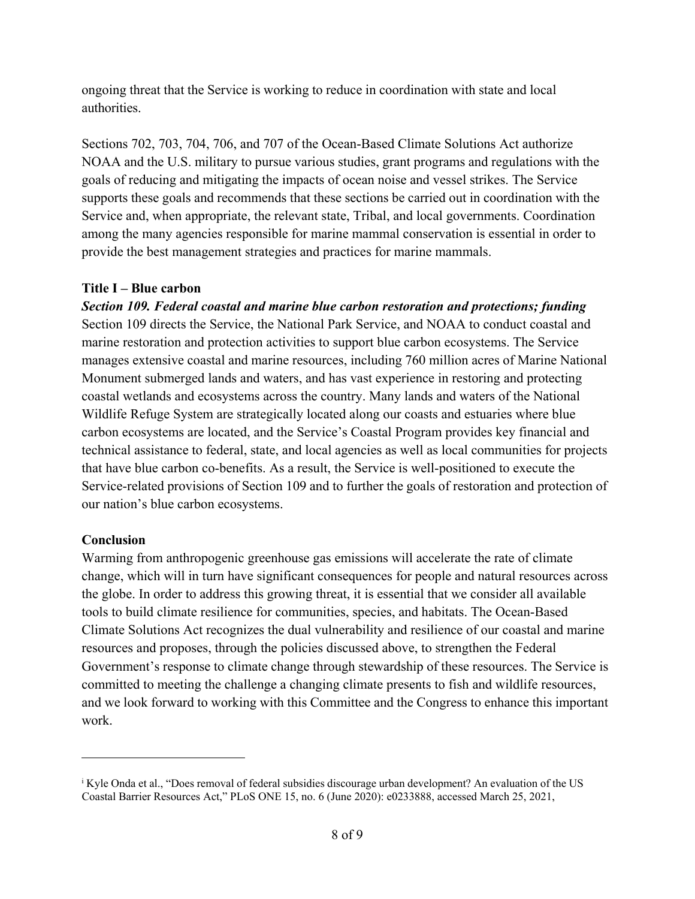ongoing threat that the Service is working to reduce in coordination with state and local authorities.

Sections 702, 703, 704, 706, and 707 of the Ocean-Based Climate Solutions Act authorize NOAA and the U.S. military to pursue various studies, grant programs and regulations with the goals of reducing and mitigating the impacts of ocean noise and vessel strikes. The Service supports these goals and recommends that these sections be carried out in coordination with the Service and, when appropriate, the relevant state, Tribal, and local governments. Coordination among the many agencies responsible for marine mammal conservation is essential in order to provide the best management strategies and practices for marine mammals.

**Title I – Blue carbon**

***Section 109. Federal coastal and marine blue carbon restoration and protections; funding***

Section 109 directs the Service, the National Park Service, and NOAA to conduct coastal and marine restoration and protection activities to support blue carbon ecosystems. The Service manages extensive coastal and marine resources, including 760 million acres of Marine National Monument submerged lands and waters, and has vast experience in restoring and protecting coastal wetlands and ecosystems across the country. Many lands and waters of the National Wildlife Refuge System are strategically located along our coasts and estuaries where blue carbon ecosystems are located, and the Service's Coastal Program provides key financial and technical assistance to federal, state, and local agencies as well as local communities for projects that have blue carbon co-benefits. As a result, the Service is well-positioned to execute the Service-related provisions of Section 109 and to further the goals of restoration and protection of our nation's blue carbon ecosystems.

**Conclusion**

Warming from anthropogenic greenhouse gas emissions will accelerate the rate of climate change, which will in turn have significant consequences for people and natural resources across the globe. In order to address this growing threat, it is essential that we consider all available tools to build climate resilience for communities, species, and habitats. The Ocean-Based Climate Solutions Act recognizes the dual vulnerability and resilience of our coastal and marine resources and proposes, through the policies discussed above, to strengthen the Federal Government's response to climate change through stewardship of these resources. The Service is committed to meeting the challenge a changing climate presents to fish and wildlife resources, and we look forward to working with this Committee and the Congress to enhance this important work.

---

[i] Kyle Onda et al., "Does removal of federal subsidies discourage urban development? An evaluation of the US Coastal Barrier Resources Act," PLoS ONE 15, no. 6 (June 2020): e0233888, accessed March 25, 2021,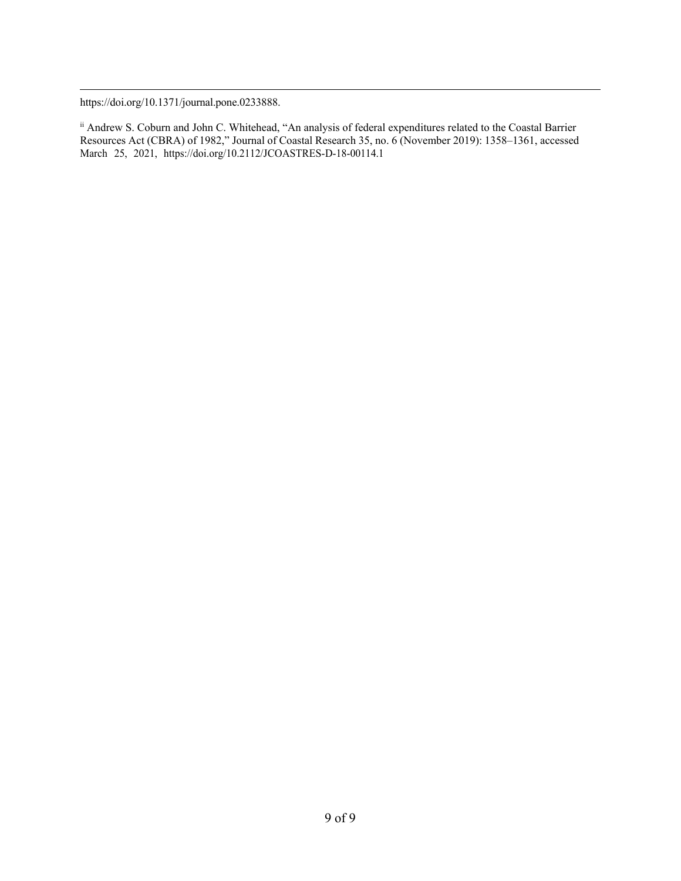https://doi.org/10.1371/journal.pone.0233888.

[ii] Andrew S. Coburn and John C. Whitehead, "An analysis of federal expenditures related to the Coastal Barrier Resources Act (CBRA) of 1982," Journal of Coastal Research 35, no. 6 (November 2019): 1358–1361, accessed March 25, 2021, https://doi.org/10.2112/JCOASTRES-D-18-00114.1